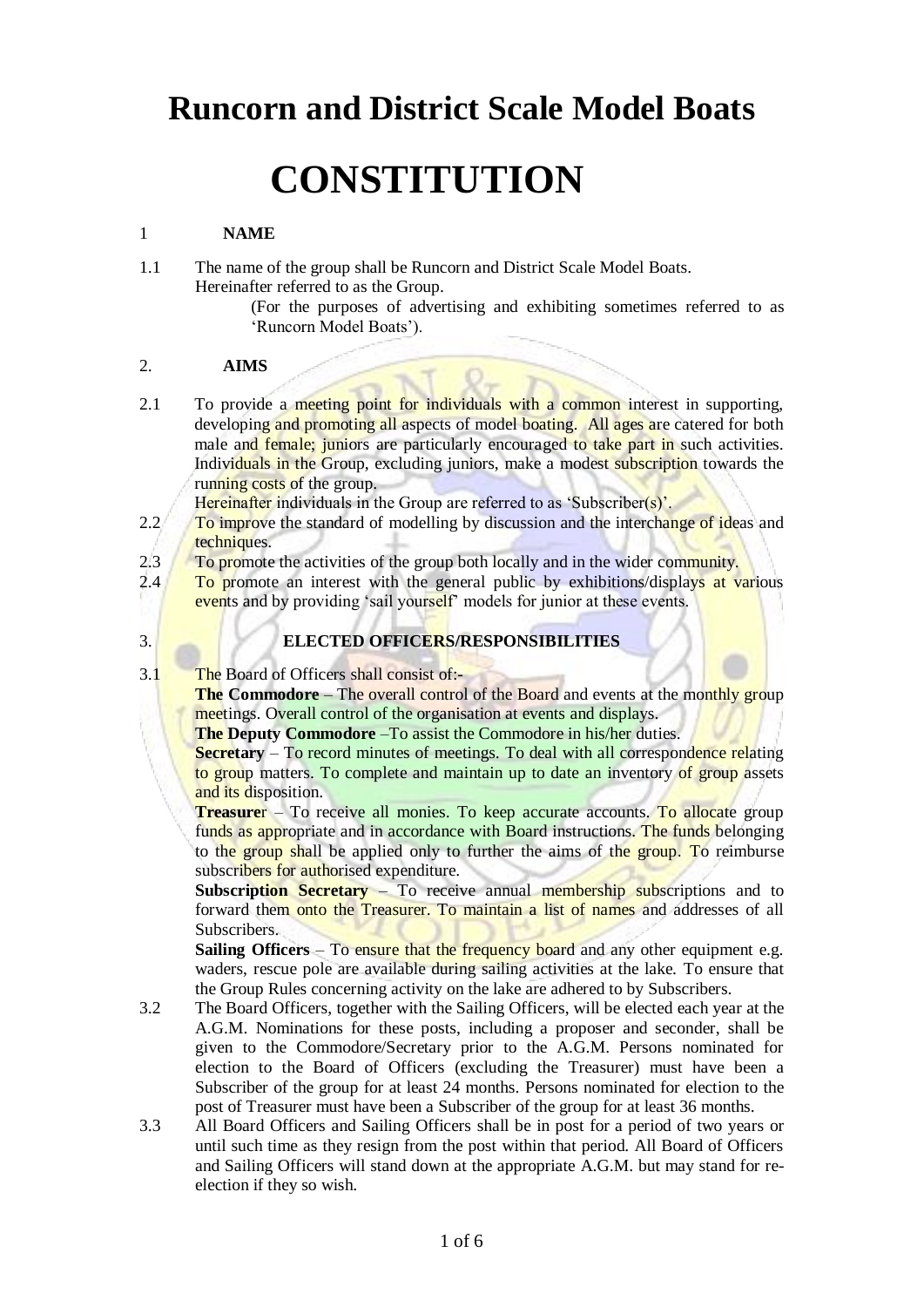# Runcorn and District Scale Model Boats

# CONSTITUTION

## 1 NAME

1.1 The name of the group shall be Runcorn and District Scale Model Boats. Hereinafter referred to as the Group.

(For the purposes of advertising and exhibiting sometimes referred to as 'Runcorn Model Boats').

## 2. AIMS

2.1 To provide a meeting point for individuals with a common interest in supporting, developing and promoting all aspects of model boating. All ages are catered for both male and female; juniors are particularly encouraged to take part in such activities. Individuals in the Group, excluding juniors, make a modest subscription towards the running costs of the group.
Hereinafter individuals in the Group are referred to as 'Subscriber(s)'.

2.2 To improve the standard of modelling by discussion and the interchange of ideas and techniques.

2.3 To promote the activities of the group both locally and in the wider community.

2.4 To promote an interest with the general public by exhibitions/displays at various events and by providing 'sail yourself' models for junior at these events.

## 3. ELECTED OFFICERS/RESPONSIBILITIES

3.1 The Board of Officers shall consist of:-

**The Commodore** – The overall control of the Board and events at the monthly group meetings. Overall control of the organisation at events and displays.

**The Deputy Commodore** –To assist the Commodore in his/her duties.

**Secretary** – To record minutes of meetings. To deal with all correspondence relating to group matters. To complete and maintain up to date an inventory of group assets and its disposition.

**Treasure**r – To receive all monies. To keep accurate accounts. To allocate group funds as appropriate and in accordance with Board instructions. The funds belonging to the group shall be applied only to further the aims of the group. To reimburse subscribers for authorised expenditure.

**Subscription Secretary** – To receive annual membership subscriptions and to forward them onto the Treasurer. To maintain a list of names and addresses of all Subscribers.

**Sailing Officers** – To ensure that the frequency board and any other equipment e.g. waders, rescue pole are available during sailing activities at the lake. To ensure that the Group Rules concerning activity on the lake are adhered to by Subscribers.

3.2 The Board Officers, together with the Sailing Officers, will be elected each year at the A.G.M. Nominations for these posts, including a proposer and seconder, shall be given to the Commodore/Secretary prior to the A.G.M. Persons nominated for election to the Board of Officers (excluding the Treasurer) must have been a Subscriber of the group for at least 24 months. Persons nominated for election to the post of Treasurer must have been a Subscriber of the group for at least 36 months.

3.3 All Board Officers and Sailing Officers shall be in post for a period of two years or until such time as they resign from the post within that period. All Board of Officers and Sailing Officers will stand down at the appropriate A.G.M. but may stand for re-election if they so wish.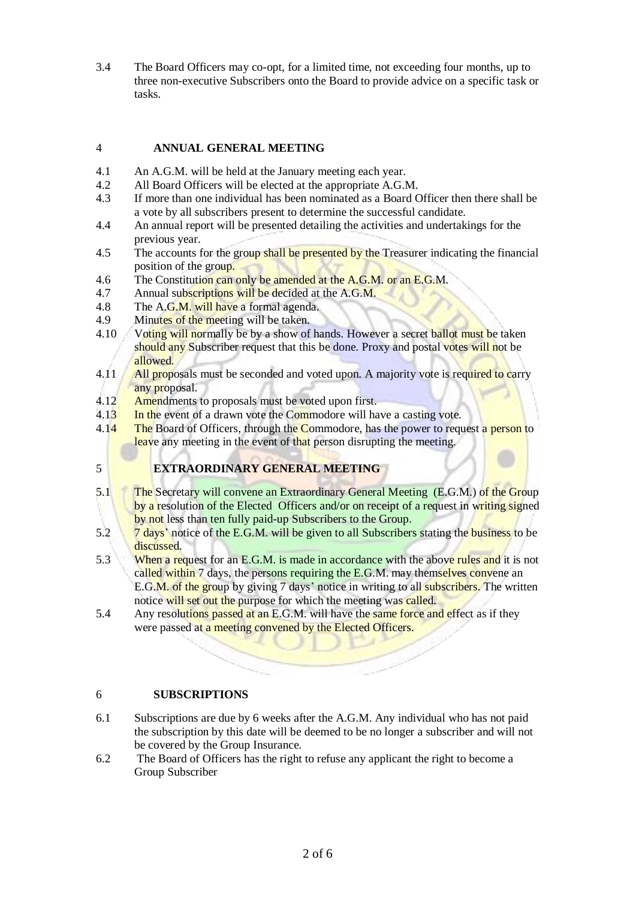3.4 The Board Officers may co-opt, for a limited time, not exceeding four months, up to three non-executive Subscribers onto the Board to provide advice on a specific task or tasks.

## 4 ANNUAL GENERAL MEETING

4.1 An A.G.M. will be held at the January meeting each year.

4.2 All Board Officers will be elected at the appropriate A.G.M.

4.3 If more than one individual has been nominated as a Board Officer then there shall be a vote by all subscribers present to determine the successful candidate.

4.4 An annual report will be presented detailing the activities and undertakings for the previous year.

4.5 The accounts for the group shall be presented by the Treasurer indicating the financial position of the group.

4.6 The Constitution can only be amended at the A.G.M. or an E.G.M.

4.7 Annual subscriptions will be decided at the A.G.M.

4.8 The A.G.M. will have a formal agenda.

4.9 Minutes of the meeting will be taken.

4.10 Voting will normally be by a show of hands. However a secret ballot must be taken should any Subscriber request that this be done. Proxy and postal votes will not be allowed.

4.11 All proposals must be seconded and voted upon. A majority vote is required to carry any proposal.

4.12 Amendments to proposals must be voted upon first.

4.13 In the event of a drawn vote the Commodore will have a casting vote.

4.14 The Board of Officers, through the Commodore, has the power to request a person to leave any meeting in the event of that person disrupting the meeting.

## 5 EXTRAORDINARY GENERAL MEETING

5.1 The Secretary will convene an Extraordinary General Meeting (E.G.M.) of the Group by a resolution of the Elected Officers and/or on receipt of a request in writing signed by not less than ten fully paid-up Subscribers to the Group.

5.2 7 days' notice of the E.G.M. will be given to all Subscribers stating the business to be discussed.

5.3 When a request for an E.G.M. is made in accordance with the above rules and it is not called within 7 days, the persons requiring the E.G.M. may themselves convene an E.G.M. of the group by giving 7 days' notice in writing to all subscribers. The written notice will set out the purpose for which the meeting was called.

5.4 Any resolutions passed at an E.G.M. will have the same force and effect as if they were passed at a meeting convened by the Elected Officers.

## 6 SUBSCRIPTIONS

6.1 Subscriptions are due by 6 weeks after the A.G.M. Any individual who has not paid the subscription by this date will be deemed to be no longer a subscriber and will not be covered by the Group Insurance.

6.2 The Board of Officers has the right to refuse any applicant the right to become a Group Subscriber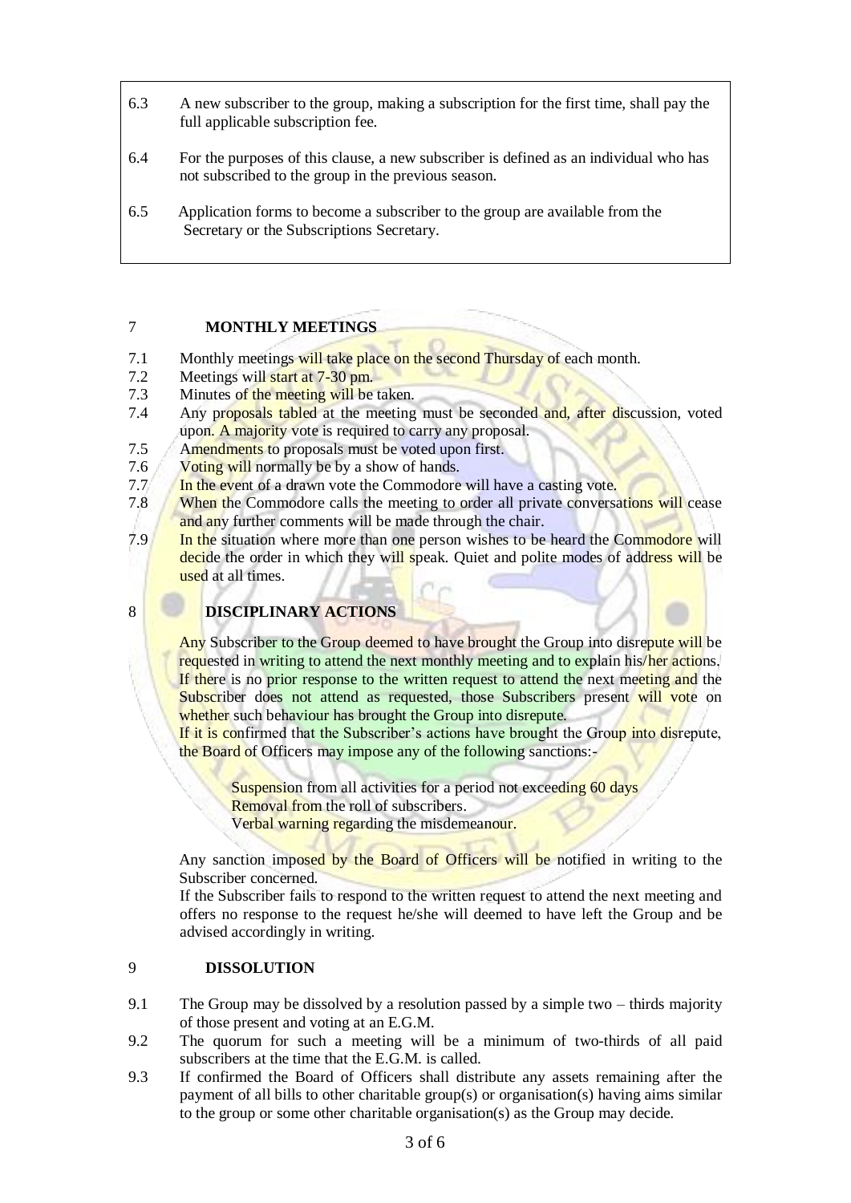6.3 A new subscriber to the group, making a subscription for the first time, shall pay the full applicable subscription fee.

6.4 For the purposes of this clause, a new subscriber is defined as an individual who has not subscribed to the group in the previous season.

6.5 Application forms to become a subscriber to the group are available from the Secretary or the Subscriptions Secretary.

## 7 MONTHLY MEETINGS

7.1 Monthly meetings will take place on the second Thursday of each month.
7.2 Meetings will start at 7-30 pm.
7.3 Minutes of the meeting will be taken.
7.4 Any proposals tabled at the meeting must be seconded and, after discussion, voted upon. A majority vote is required to carry any proposal.
7.5 Amendments to proposals must be voted upon first.
7.6 Voting will normally be by a show of hands.
7.7 In the event of a drawn vote the Commodore will have a casting vote.
7.8 When the Commodore calls the meeting to order all private conversations will cease and any further comments will be made through the chair.
7.9 In the situation where more than one person wishes to be heard the Commodore will decide the order in which they will speak. Quiet and polite modes of address will be used at all times.

## 8 DISCIPLINARY ACTIONS

Any Subscriber to the Group deemed to have brought the Group into disrepute will be requested in writing to attend the next monthly meeting and to explain his/her actions. If there is no prior response to the written request to attend the next meeting and the Subscriber does not attend as requested, those Subscribers present will vote on whether such behaviour has brought the Group into disrepute.
If it is confirmed that the Subscriber's actions have brought the Group into disrepute, the Board of Officers may impose any of the following sanctions:-

Suspension from all activities for a period not exceeding 60 days
Removal from the roll of subscribers.
Verbal warning regarding the misdemeanour.

Any sanction imposed by the Board of Officers will be notified in writing to the Subscriber concerned.
If the Subscriber fails to respond to the written request to attend the next meeting and offers no response to the request he/she will deemed to have left the Group and be advised accordingly in writing.

## 9 DISSOLUTION

9.1 The Group may be dissolved by a resolution passed by a simple two – thirds majority of those present and voting at an E.G.M.
9.2 The quorum for such a meeting will be a minimum of two-thirds of all paid subscribers at the time that the E.G.M. is called.
9.3 If confirmed the Board of Officers shall distribute any assets remaining after the payment of all bills to other charitable group(s) or organisation(s) having aims similar to the group or some other charitable organisation(s) as the Group may decide.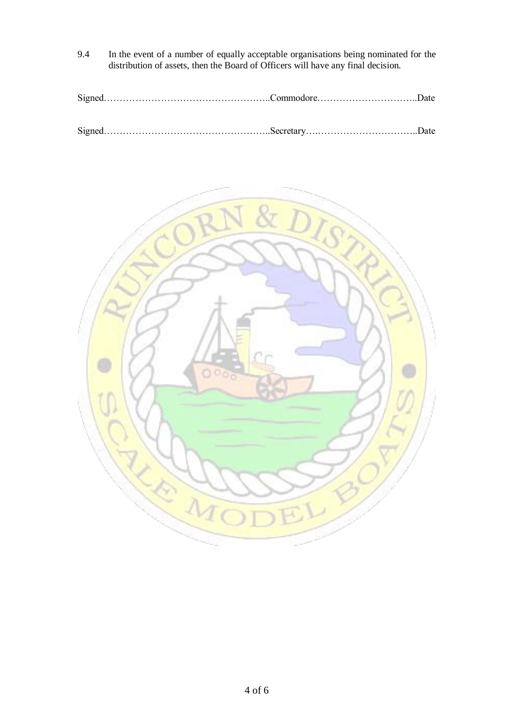9.4 In the event of a number of equally acceptable organisations being nominated for the distribution of assets, then the Board of Officers will have any final decision.

Signed……………………………………………..Commodore…………………………..Date

Signed……………………………………………..Secretary…..………………………….Date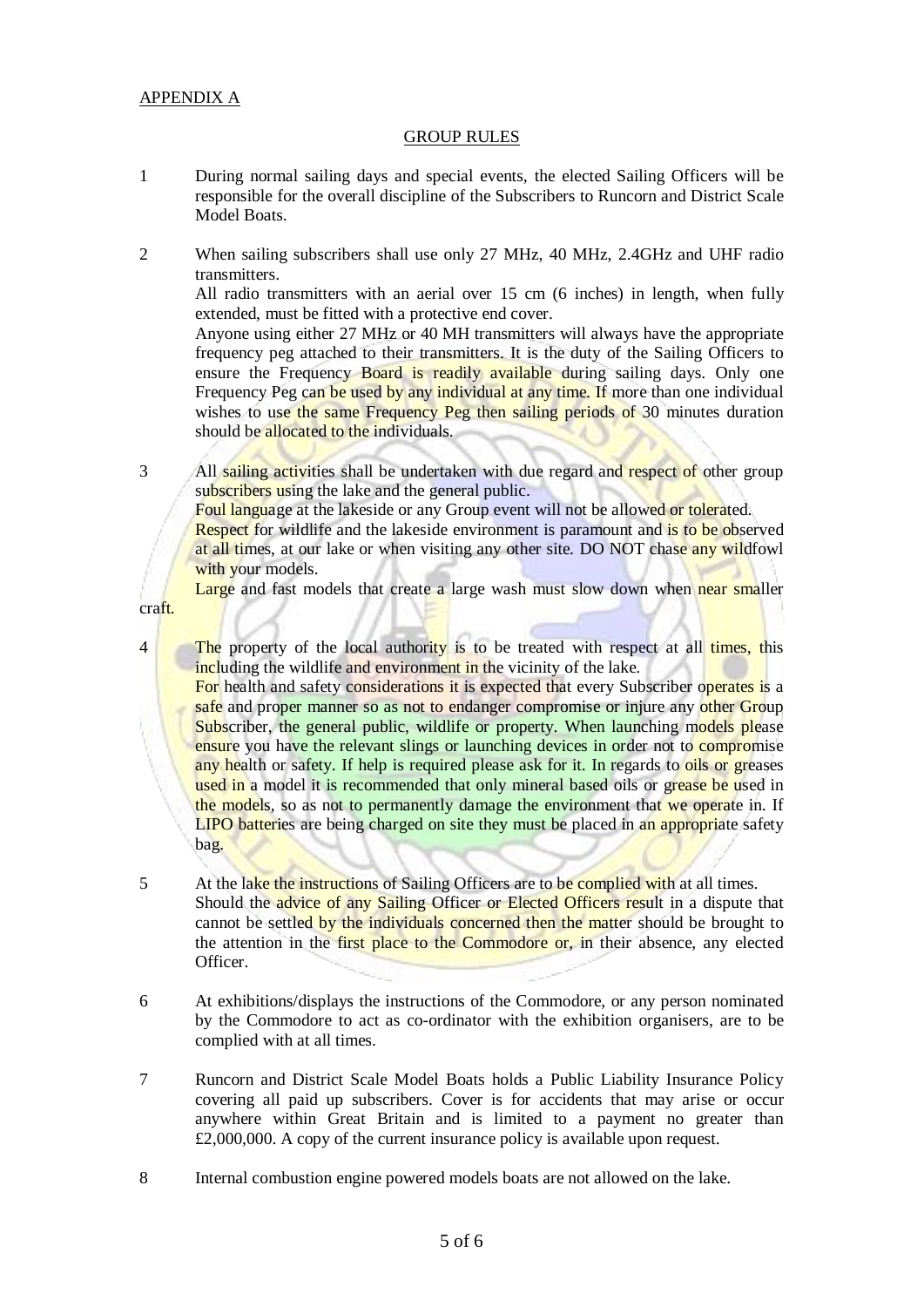APPENDIX A

## GROUP RULES

1. During normal sailing days and special events, the elected Sailing Officers will be responsible for the overall discipline of the Subscribers to Runcorn and District Scale Model Boats.

2. When sailing subscribers shall use only 27 MHz, 40 MHz, 2.4GHz and UHF radio transmitters.
   All radio transmitters with an aerial over 15 cm (6 inches) in length, when fully extended, must be fitted with a protective end cover.
   Anyone using either 27 MHz or 40 MH transmitters will always have the appropriate frequency peg attached to their transmitters. It is the duty of the Sailing Officers to ensure the Frequency Board is readily available during sailing days. Only one Frequency Peg can be used by any individual at any time. If more than one individual wishes to use the same Frequency Peg then sailing periods of 30 minutes duration should be allocated to the individuals.

3. All sailing activities shall be undertaken with due regard and respect of other group subscribers using the lake and the general public.
   Foul language at the lakeside or any Group event will not be allowed or tolerated.
   Respect for wildlife and the lakeside environment is paramount and is to be observed at all times, at our lake or when visiting any other site. DO NOT chase any wildfowl with your models.
   Large and fast models that create a large wash must slow down when near smaller craft.

4. The property of the local authority is to be treated with respect at all times, this including the wildlife and environment in the vicinity of the lake.
   For health and safety considerations it is expected that every Subscriber operates is a safe and proper manner so as not to endanger compromise or injure any other Group Subscriber, the general public, wildlife or property. When launching models please ensure you have the relevant slings or launching devices in order not to compromise any health or safety. If help is required please ask for it. In regards to oils or greases used in a model it is recommended that only mineral based oils or grease be used in the models, so as not to permanently damage the environment that we operate in. If LIPO batteries are being charged on site they must be placed in an appropriate safety bag.

5. At the lake the instructions of Sailing Officers are to be complied with at all times.
   Should the advice of any Sailing Officer or Elected Officers result in a dispute that cannot be settled by the individuals concerned then the matter should be brought to the attention in the first place to the Commodore or, in their absence, any elected Officer.

6. At exhibitions/displays the instructions of the Commodore, or any person nominated by the Commodore to act as co-ordinator with the exhibition organisers, are to be complied with at all times.

7. Runcorn and District Scale Model Boats holds a Public Liability Insurance Policy covering all paid up subscribers. Cover is for accidents that may arise or occur anywhere within Great Britain and is limited to a payment no greater than £2,000,000. A copy of the current insurance policy is available upon request.

8. Internal combustion engine powered models boats are not allowed on the lake.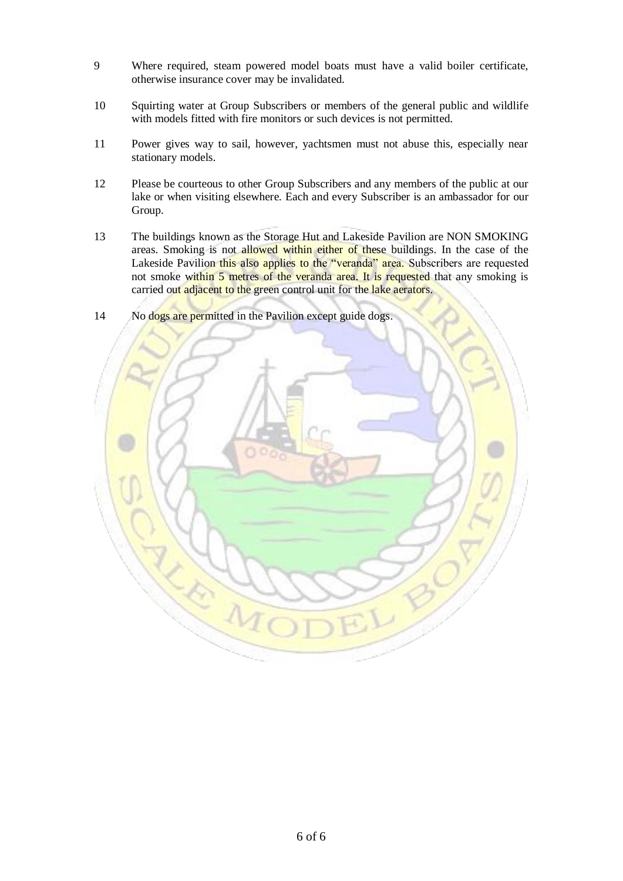9 Where required, steam powered model boats must have a valid boiler certificate, otherwise insurance cover may be invalidated.

10 Squirting water at Group Subscribers or members of the general public and wildlife with models fitted with fire monitors or such devices is not permitted.

11 Power gives way to sail, however, yachtsmen must not abuse this, especially near stationary models.

12 Please be courteous to other Group Subscribers and any members of the public at our lake or when visiting elsewhere. Each and every Subscriber is an ambassador for our Group.

13 The buildings known as the Storage Hut and Lakeside Pavilion are NON SMOKING areas. Smoking is not allowed within either of these buildings. In the case of the Lakeside Pavilion this also applies to the "veranda" area. Subscribers are requested not smoke within 5 metres of the veranda area. It is requested that any smoking is carried out adjacent to the green control unit for the lake aerators.

14 No dogs are permitted in the Pavilion except guide dogs.